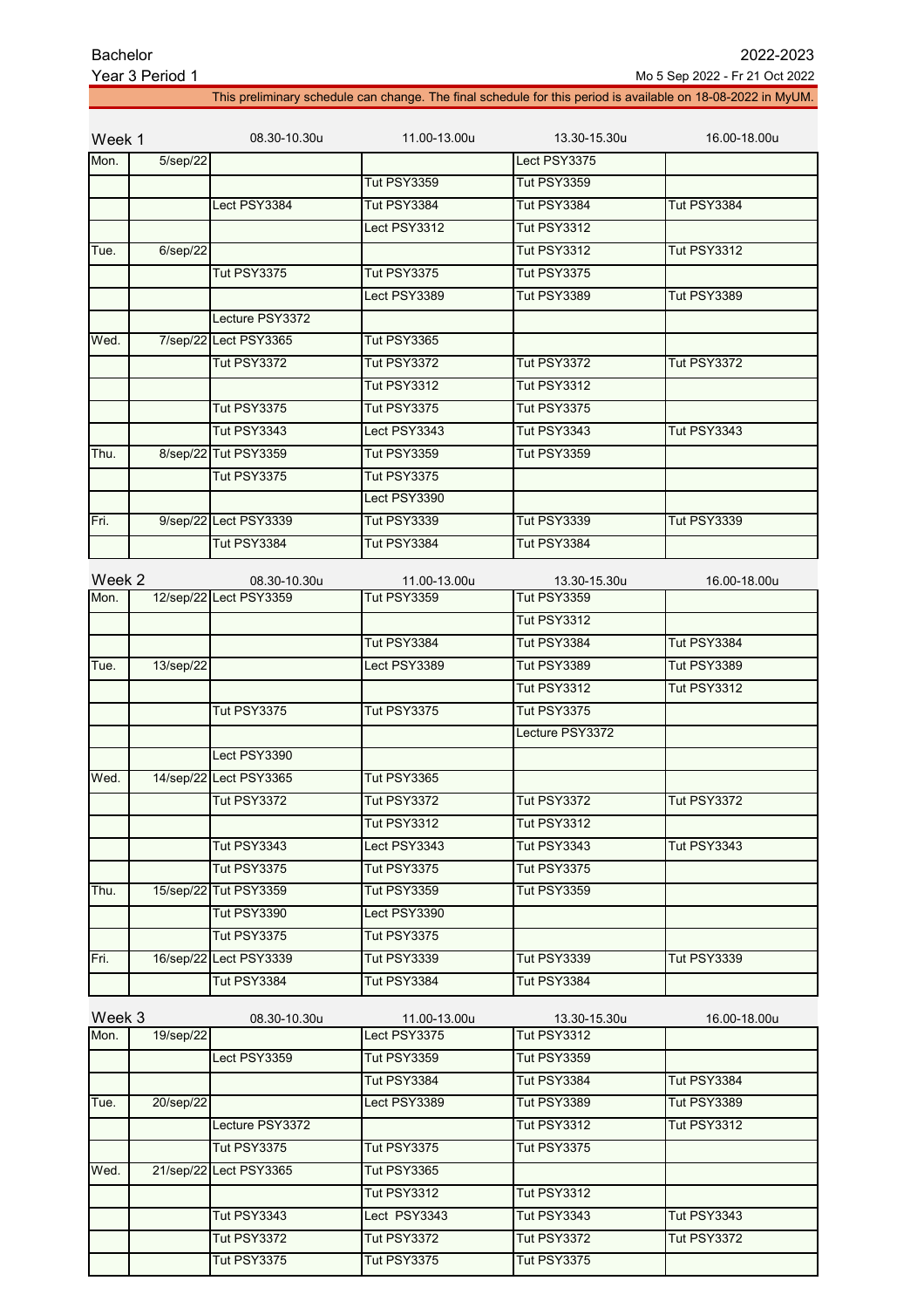Bachelor
Year 3 Period 1

2022-2023
Mo 5 Sep 2022 - Fr 21 Oct 2022

This preliminary schedule can change. The final schedule for this period is available on 18-08-2022 in MyUM.

| Week 1 | | 08.30-10.30u | 11.00-13.00u | 13.30-15.30u | 16.00-18.00u |
|---|---|---|---|---|---|
| Mon. | 5/sep/22 | | | Lect PSY3375 | |
| | | | Tut PSY3359 | Tut PSY3359 | |
| | | Lect PSY3384 | Tut PSY3384 | Tut PSY3384 | Tut PSY3384 |
| | | | Lect PSY3312 | Tut PSY3312 | |
| Tue. | 6/sep/22 | | | Tut PSY3312 | Tut PSY3312 |
| | | Tut PSY3375 | Tut PSY3375 | Tut PSY3375 | |
| | | | Lect PSY3389 | Tut PSY3389 | Tut PSY3389 |
| | | Lecture PSY3372 | | | |
| Wed. | 7/sep/22 | Lect PSY3365 | Tut PSY3365 | | |
| | | Tut PSY3372 | Tut PSY3372 | Tut PSY3372 | Tut PSY3372 |
| | | | Tut PSY3312 | Tut PSY3312 | |
| | | Tut PSY3375 | Tut PSY3375 | Tut PSY3375 | |
| | | Tut PSY3343 | Lect PSY3343 | Tut PSY3343 | Tut PSY3343 |
| Thu. | 8/sep/22 | Tut PSY3359 | Tut PSY3359 | Tut PSY3359 | |
| | | Tut PSY3375 | Tut PSY3375 | | |
| | | | Lect PSY3390 | | |
| Fri. | 9/sep/22 | Lect PSY3339 | Tut PSY3339 | Tut PSY3339 | Tut PSY3339 |
| | | Tut PSY3384 | Tut PSY3384 | Tut PSY3384 | |

| Week 2 | | 08.30-10.30u | 11.00-13.00u | 13.30-15.30u | 16.00-18.00u |
|---|---|---|---|---|---|
| Mon. | 12/sep/22 | Lect PSY3359 | Tut PSY3359 | Tut PSY3359 | |
| | | | | Tut PSY3312 | |
| | | | Tut PSY3384 | Tut PSY3384 | Tut PSY3384 |
| Tue. | 13/sep/22 | | Lect PSY3389 | Tut PSY3389 | Tut PSY3389 |
| | | | | Tut PSY3312 | Tut PSY3312 |
| | | Tut PSY3375 | Tut PSY3375 | Tut PSY3375 | |
| | | | | Lecture PSY3372 | |
| | | Lect PSY3390 | | | |
| Wed. | 14/sep/22 | Lect PSY3365 | Tut PSY3365 | | |
| | | Tut PSY3372 | Tut PSY3372 | Tut PSY3372 | Tut PSY3372 |
| | | | Tut PSY3312 | Tut PSY3312 | |
| | | Tut PSY3343 | Lect PSY3343 | Tut PSY3343 | Tut PSY3343 |
| | | Tut PSY3375 | Tut PSY3375 | Tut PSY3375 | |
| Thu. | 15/sep/22 | Tut PSY3359 | Tut PSY3359 | Tut PSY3359 | |
| | | Tut PSY3390 | Lect PSY3390 | | |
| | | Tut PSY3375 | Tut PSY3375 | | |
| Fri. | 16/sep/22 | Lect PSY3339 | Tut PSY3339 | Tut PSY3339 | Tut PSY3339 |
| | | Tut PSY3384 | Tut PSY3384 | Tut PSY3384 | |

| Week 3 | | 08.30-10.30u | 11.00-13.00u | 13.30-15.30u | 16.00-18.00u |
|---|---|---|---|---|---|
| Mon. | 19/sep/22 | | Lect PSY3375 | Tut PSY3312 | |
| | | Lect PSY3359 | Tut PSY3359 | Tut PSY3359 | |
| | | | Tut PSY3384 | Tut PSY3384 | Tut PSY3384 |
| Tue. | 20/sep/22 | | Lect PSY3389 | Tut PSY3389 | Tut PSY3389 |
| | | Lecture PSY3372 | | Tut PSY3312 | Tut PSY3312 |
| | | Tut PSY3375 | Tut PSY3375 | Tut PSY3375 | |
| Wed. | 21/sep/22 | Lect PSY3365 | Tut PSY3365 | | |
| | | | Tut PSY3312 | Tut PSY3312 | |
| | | Tut PSY3343 | Lect PSY3343 | Tut PSY3343 | Tut PSY3343 |
| | | Tut PSY3372 | Tut PSY3372 | Tut PSY3372 | Tut PSY3372 |
| | | Tut PSY3375 | Tut PSY3375 | Tut PSY3375 | |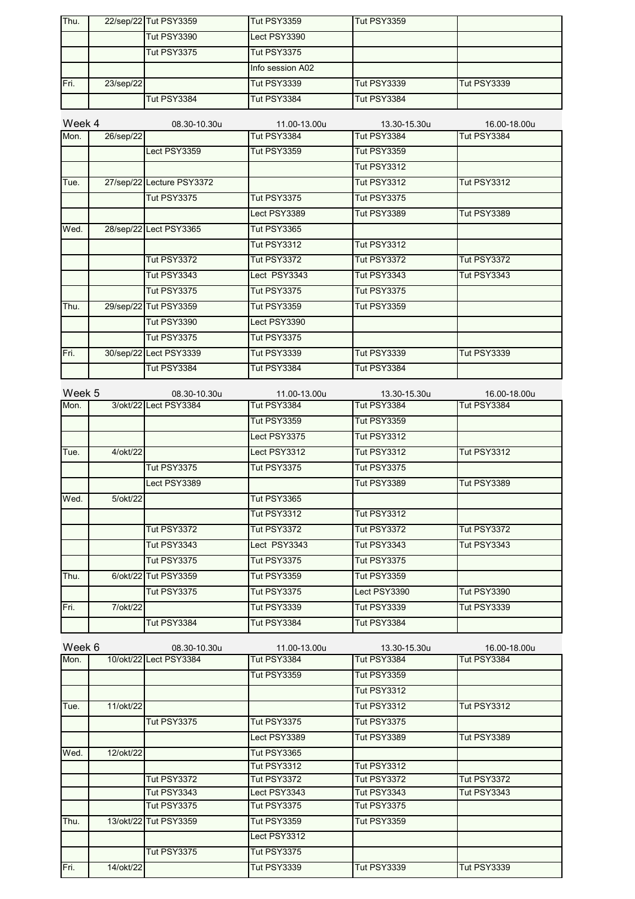| Thu. | 22/sep/22 | Tut PSY3359 | Tut PSY3359 | Tut PSY3359 | |
|---|---|---|---|---|---|
| | | Tut PSY3390 | Lect PSY3390 | | |
| | | Tut PSY3375 | Tut PSY3375 | | |
| | | | Info session A02 | | |
| Fri. | 23/sep/22 | | Tut PSY3339 | Tut PSY3339 | Tut PSY3339 |
| | | Tut PSY3384 | Tut PSY3384 | Tut PSY3384 | |

| Week 4 | | 08.30-10.30u | 11.00-13.00u | 13.30-15.30u | 16.00-18.00u |
|---|---|---|---|---|---|
| Mon. | 26/sep/22 | | Tut PSY3384 | Tut PSY3384 | Tut PSY3384 |
| | | Lect PSY3359 | Tut PSY3359 | Tut PSY3359 | |
| | | | | Tut PSY3312 | |
| Tue. | 27/sep/22 | Lecture PSY3372 | | Tut PSY3312 | Tut PSY3312 |
| | | Tut PSY3375 | Tut PSY3375 | Tut PSY3375 | |
| | | | Lect PSY3389 | Tut PSY3389 | Tut PSY3389 |
| Wed. | 28/sep/22 | Lect PSY3365 | Tut PSY3365 | | |
| | | | Tut PSY3312 | Tut PSY3312 | |
| | | Tut PSY3372 | Tut PSY3372 | Tut PSY3372 | Tut PSY3372 |
| | | Tut PSY3343 | Lect PSY3343 | Tut PSY3343 | Tut PSY3343 |
| | | Tut PSY3375 | Tut PSY3375 | Tut PSY3375 | |
| Thu. | 29/sep/22 | Tut PSY3359 | Tut PSY3359 | Tut PSY3359 | |
| | | Tut PSY3390 | Lect PSY3390 | | |
| | | Tut PSY3375 | Tut PSY3375 | | |
| Fri. | 30/sep/22 | Lect PSY3339 | Tut PSY3339 | Tut PSY3339 | Tut PSY3339 |
| | | Tut PSY3384 | Tut PSY3384 | Tut PSY3384 | |

| Week 5 | | 08.30-10.30u | 11.00-13.00u | 13.30-15.30u | 16.00-18.00u |
|---|---|---|---|---|---|
| Mon. | 3/okt/22 | Lect PSY3384 | Tut PSY3384 | Tut PSY3384 | Tut PSY3384 |
| | | | Tut PSY3359 | Tut PSY3359 | |
| | | | Lect PSY3375 | Tut PSY3312 | |
| Tue. | 4/okt/22 | | Lect PSY3312 | Tut PSY3312 | Tut PSY3312 |
| | | Tut PSY3375 | Tut PSY3375 | Tut PSY3375 | |
| | | Lect PSY3389 | | Tut PSY3389 | Tut PSY3389 |
| Wed. | 5/okt/22 | | Tut PSY3365 | | |
| | | | Tut PSY3312 | Tut PSY3312 | |
| | | Tut PSY3372 | Tut PSY3372 | Tut PSY3372 | Tut PSY3372 |
| | | Tut PSY3343 | Lect PSY3343 | Tut PSY3343 | Tut PSY3343 |
| | | Tut PSY3375 | Tut PSY3375 | Tut PSY3375 | |
| Thu. | 6/okt/22 | Tut PSY3359 | Tut PSY3359 | Tut PSY3359 | |
| | | Tut PSY3375 | Tut PSY3375 | Lect PSY3390 | Tut PSY3390 |
| Fri. | 7/okt/22 | | Tut PSY3339 | Tut PSY3339 | Tut PSY3339 |
| | | Tut PSY3384 | Tut PSY3384 | Tut PSY3384 | |

| Week 6 | | 08.30-10.30u | 11.00-13.00u | 13.30-15.30u | 16.00-18.00u |
|---|---|---|---|---|---|
| Mon. | 10/okt/22 | Lect PSY3384 | Tut PSY3384 | Tut PSY3384 | Tut PSY3384 |
| | | | Tut PSY3359 | Tut PSY3359 | |
| | | | | Tut PSY3312 | |
| Tue. | 11/okt/22 | | | Tut PSY3312 | Tut PSY3312 |
| | | Tut PSY3375 | Tut PSY3375 | Tut PSY3375 | |
| | | | Lect PSY3389 | Tut PSY3389 | Tut PSY3389 |
| Wed. | 12/okt/22 | | Tut PSY3365 | | |
| | | | Tut PSY3312 | Tut PSY3312 | |
| | | Tut PSY3372 | Tut PSY3372 | Tut PSY3372 | Tut PSY3372 |
| | | Tut PSY3343 | Lect PSY3343 | Tut PSY3343 | Tut PSY3343 |
| | | Tut PSY3375 | Tut PSY3375 | Tut PSY3375 | |
| Thu. | 13/okt/22 | Tut PSY3359 | Tut PSY3359 | Tut PSY3359 | |
| | | | Lect PSY3312 | | |
| | | Tut PSY3375 | Tut PSY3375 | | |
| Fri. | 14/okt/22 | | Tut PSY3339 | Tut PSY3339 | Tut PSY3339 |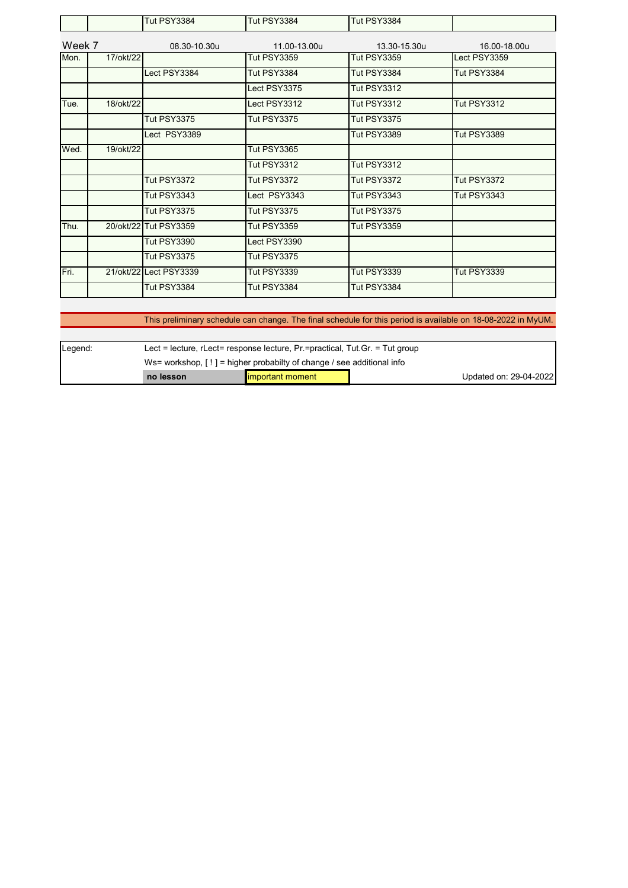|  |  | Tut PSY3384 | Tut PSY3384 | Tut PSY3384 |  |
|---|---|---|---|---|---|
| **Week 7** |  | 08.30-10.30u | 11.00-13.00u | 13.30-15.30u | 16.00-18.00u |
| Mon. | 17/okt/22 |  | Tut PSY3359 | Tut PSY3359 | Lect PSY3359 |
|  |  | Lect PSY3384 | Tut PSY3384 | Tut PSY3384 | Tut PSY3384 |
|  |  |  | Lect PSY3375 | Tut PSY3312 |  |
| Tue. | 18/okt/22 |  | Lect PSY3312 | Tut PSY3312 | Tut PSY3312 |
|  |  | Tut PSY3375 | Tut PSY3375 | Tut PSY3375 |  |
|  |  | Lect PSY3389 |  | Tut PSY3389 | Tut PSY3389 |
| Wed. | 19/okt/22 |  | Tut PSY3365 |  |  |
|  |  |  | Tut PSY3312 | Tut PSY3312 |  |
|  |  | Tut PSY3372 | Tut PSY3372 | Tut PSY3372 | Tut PSY3372 |
|  |  | Tut PSY3343 | Lect PSY3343 | Tut PSY3343 | Tut PSY3343 |
|  |  | Tut PSY3375 | Tut PSY3375 | Tut PSY3375 |  |
| Thu. | 20/okt/22 | Tut PSY3359 | Tut PSY3359 | Tut PSY3359 |  |
|  |  | Tut PSY3390 | Lect PSY3390 |  |  |
|  |  | Tut PSY3375 | Tut PSY3375 |  |  |
| Fri. | 21/okt/22 | Lect PSY3339 | Tut PSY3339 | Tut PSY3339 | Tut PSY3339 |
|  |  | Tut PSY3384 | Tut PSY3384 | Tut PSY3384 |  |

This preliminary schedule can change. The final schedule for this period is available on 18-08-2022 in MyUM.

| Legend: | Lect = lecture, rLect= response lecture, Pr.=practical, Tut.Gr. = Tut group | | |
|---|---|---|---|
|  | Ws= workshop, [ ! ] = higher probabilty of change / see additional info | | |
|  | **no lesson** | important moment | Updated on: 29-04-2022 |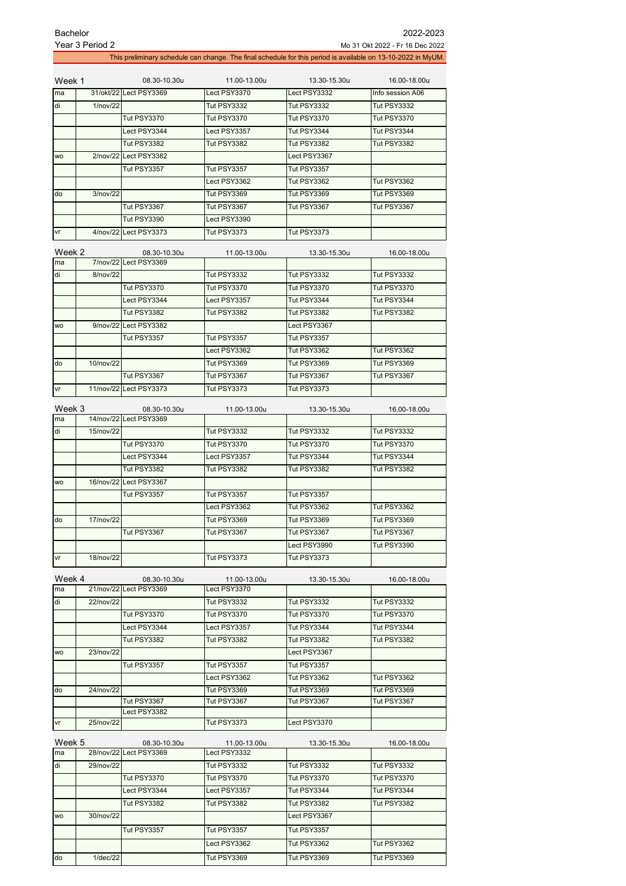Bachelor

Year 3 Period 2

2022-2023

Mo 31 Okt 2022 - Fr 16 Dec 2022

This preliminary schedule can change. The final schedule for this period is available on 13-10-2022 in MyUM.

| Week 1 | | 08.30-10.30u | 11.00-13.00u | 13.30-15.30u | 16.00-18.00u |
|---|---|---|---|---|---|
| ma | 31/okt/22 | Lect PSY3369 | Lect PSY3370 | Lect PSY3332 | Info session A06 |
| di | 1/nov/22 | | Tut PSY3332 | Tut PSY3332 | Tut PSY3332 |
| | | Tut PSY3370 | Tut PSY3370 | Tut PSY3370 | Tut PSY3370 |
| | | Lect PSY3344 | Lect PSY3357 | Tut PSY3344 | Tut PSY3344 |
| | | Tut PSY3382 | Tut PSY3382 | Tut PSY3382 | Tut PSY3382 |
| wo | 2/nov/22 | Lect PSY3382 | | Lect PSY3367 | |
| | | Tut PSY3357 | Tut PSY3357 | Tut PSY3357 | |
| | | | Lect PSY3362 | Tut PSY3362 | Tut PSY3362 |
| do | 3/nov/22 | | Tut PSY3369 | Tut PSY3369 | Tut PSY3369 |
| | | Tut PSY3367 | Tut PSY3367 | Tut PSY3367 | Tut PSY3367 |
| | | Tut PSY3390 | Lect PSY3390 | | |
| vr | 4/nov/22 | Lect PSY3373 | Tut PSY3373 | Tut PSY3373 | |

| Week 2 | | 08.30-10.30u | 11.00-13.00u | 13.30-15.30u | 16.00-18.00u |
|---|---|---|---|---|---|
| ma | 7/nov/22 | Lect PSY3369 | | | |
| di | 8/nov/22 | | Tut PSY3332 | Tut PSY3332 | Tut PSY3332 |
| | | Tut PSY3370 | Tut PSY3370 | Tut PSY3370 | Tut PSY3370 |
| | | Lect PSY3344 | Lect PSY3357 | Tut PSY3344 | Tut PSY3344 |
| | | Tut PSY3382 | Tut PSY3382 | Tut PSY3382 | Tut PSY3382 |
| wo | 9/nov/22 | Lect PSY3382 | | Lect PSY3367 | |
| | | Tut PSY3357 | Tut PSY3357 | Tut PSY3357 | |
| | | | Lect PSY3362 | Tut PSY3362 | Tut PSY3362 |
| do | 10/nov/22 | | Tut PSY3369 | Tut PSY3369 | Tut PSY3369 |
| | | Tut PSY3367 | Tut PSY3367 | Tut PSY3367 | Tut PSY3367 |
| vr | 11/nov/22 | Lect PSY3373 | Tut PSY3373 | Tut PSY3373 | |

| Week 3 | | 08.30-10.30u | 11.00-13.00u | 13.30-15.30u | 16.00-18.00u |
|---|---|---|---|---|---|
| ma | 14/nov/22 | Lect PSY3369 | | | |
| di | 15/nov/22 | | Tut PSY3332 | Tut PSY3332 | Tut PSY3332 |
| | | Tut PSY3370 | Tut PSY3370 | Tut PSY3370 | Tut PSY3370 |
| | | Lect PSY3344 | Lect PSY3357 | Tut PSY3344 | Tut PSY3344 |
| | | Tut PSY3382 | Tut PSY3382 | Tut PSY3382 | Tut PSY3382 |
| wo | 16/nov/22 | Lect PSY3367 | | | |
| | | Tut PSY3357 | Tut PSY3357 | Tut PSY3357 | |
| | | | Lect PSY3362 | Tut PSY3362 | Tut PSY3362 |
| do | 17/nov/22 | | Tut PSY3369 | Tut PSY3369 | Tut PSY3369 |
| | | Tut PSY3367 | Tut PSY3367 | Tut PSY3367 | Tut PSY3367 |
| | | | | Lect PSY3990 | Tut PSY3390 |
| vr | 18/nov/22 | | Tut PSY3373 | Tut PSY3373 | |

| Week 4 | | 08.30-10.30u | 11.00-13.00u | 13.30-15.30u | 16.00-18.00u |
|---|---|---|---|---|---|
| ma | 21/nov/22 | Lect PSY3369 | Lect PSY3370 | | |
| di | 22/nov/22 | | Tut PSY3332 | Tut PSY3332 | Tut PSY3332 |
| | | Tut PSY3370 | Tut PSY3370 | Tut PSY3370 | Tut PSY3370 |
| | | Lect PSY3344 | Lect PSY3357 | Tut PSY3344 | Tut PSY3344 |
| | | Tut PSY3382 | Tut PSY3382 | Tut PSY3382 | Tut PSY3382 |
| wo | 23/nov/22 | | | Lect PSY3367 | |
| | | Tut PSY3357 | Tut PSY3357 | Tut PSY3357 | |
| | | | Lect PSY3362 | Tut PSY3362 | Tut PSY3362 |
| do | 24/nov/22 | | Tut PSY3369 | Tut PSY3369 | Tut PSY3369 |
| | | Tut PSY3367 | Tut PSY3367 | Tut PSY3367 | Tut PSY3367 |
| | | Lect PSY3382 | | | |
| vr | 25/nov/22 | | Tut PSY3373 | Lect PSY3370 | |

| Week 5 | | 08.30-10.30u | 11.00-13.00u | 13.30-15.30u | 16.00-18.00u |
|---|---|---|---|---|---|
| ma | 28/nov/22 | Lect PSY3369 | Lect PSY3332 | | |
| di | 29/nov/22 | | Tut PSY3332 | Tut PSY3332 | Tut PSY3332 |
| | | Tut PSY3370 | Tut PSY3370 | Tut PSY3370 | Tut PSY3370 |
| | | Lect PSY3344 | Lect PSY3357 | Tut PSY3344 | Tut PSY3344 |
| | | Tut PSY3382 | Tut PSY3382 | Tut PSY3382 | Tut PSY3382 |
| wo | 30/nov/22 | | | Lect PSY3367 | |
| | | Tut PSY3357 | Tut PSY3357 | Tut PSY3357 | |
| | | | Lect PSY3362 | Tut PSY3362 | Tut PSY3362 |
| do | 1/dec/22 | | Tut PSY3369 | Tut PSY3369 | Tut PSY3369 |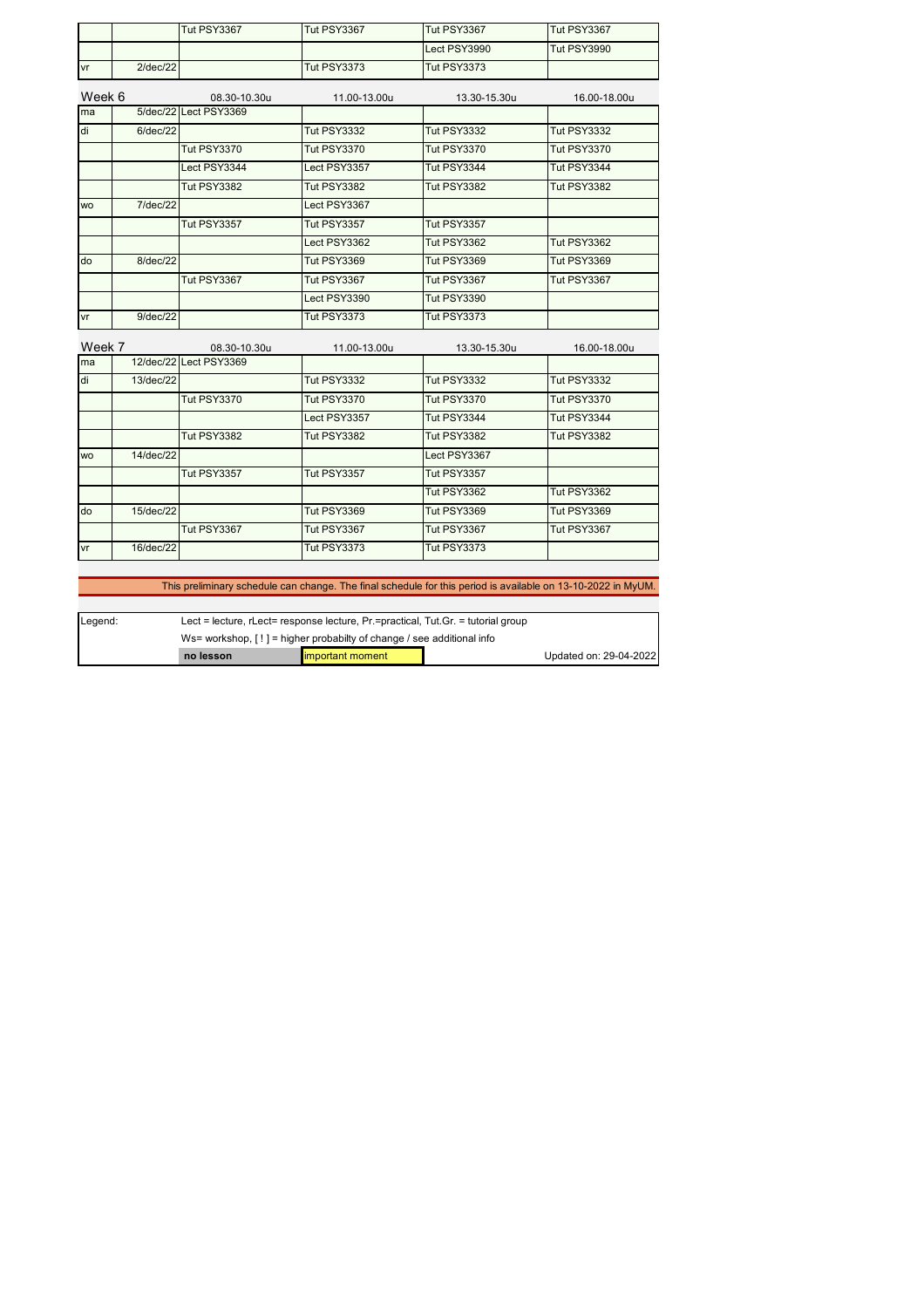| | | | | | |
|---|---|---|---|---|---|
| | | Tut PSY3367 | Tut PSY3367 | Tut PSY3367 | Tut PSY3367 |
| | | | | Lect PSY3990 | Tut PSY3990 |
| vr | 2/dec/22 | | Tut PSY3373 | Tut PSY3373 | |

| Week 6 | | 08.30-10.30u | 11.00-13.00u | 13.30-15.30u | 16.00-18.00u |
|---|---|---|---|---|---|
| ma | 5/dec/22 | Lect PSY3369 | | | |
| di | 6/dec/22 | | Tut PSY3332 | Tut PSY3332 | Tut PSY3332 |
| | | Tut PSY3370 | Tut PSY3370 | Tut PSY3370 | Tut PSY3370 |
| | | Lect PSY3344 | Lect PSY3357 | Tut PSY3344 | Tut PSY3344 |
| | | Tut PSY3382 | Tut PSY3382 | Tut PSY3382 | Tut PSY3382 |
| wo | 7/dec/22 | | Lect PSY3367 | | |
| | | Tut PSY3357 | Tut PSY3357 | Tut PSY3357 | |
| | | | Lect PSY3362 | Tut PSY3362 | Tut PSY3362 |
| do | 8/dec/22 | | Tut PSY3369 | Tut PSY3369 | Tut PSY3369 |
| | | Tut PSY3367 | Tut PSY3367 | Tut PSY3367 | Tut PSY3367 |
| | | | Lect PSY3990 | Tut PSY3990 | |
| vr | 9/dec/22 | | Tut PSY3373 | Tut PSY3373 | |

| Week 7 | | 08.30-10.30u | 11.00-13.00u | 13.30-15.30u | 16.00-18.00u |
|---|---|---|---|---|---|
| ma | 12/dec/22 | Lect PSY3369 | | | |
| di | 13/dec/22 | | Tut PSY3332 | Tut PSY3332 | Tut PSY3332 |
| | | Tut PSY3370 | Tut PSY3370 | Tut PSY3370 | Tut PSY3370 |
| | | | Lect PSY3357 | Tut PSY3344 | Tut PSY3344 |
| | | Tut PSY3382 | Tut PSY3382 | Tut PSY3382 | Tut PSY3382 |
| wo | 14/dec/22 | | | Lect PSY3367 | |
| | | Tut PSY3357 | Tut PSY3357 | Tut PSY3357 | |
| | | | | Tut PSY3362 | Tut PSY3362 |
| do | 15/dec/22 | | Tut PSY3369 | Tut PSY3369 | Tut PSY3369 |
| | | Tut PSY3367 | Tut PSY3367 | Tut PSY3367 | Tut PSY3367 |
| vr | 16/dec/22 | | Tut PSY3373 | Tut PSY3373 | |

This preliminary schedule can change. The final schedule for this period is available on 13-10-2022 in MyUM.

| Legend: | Lect = lecture, rLect= response lecture, Pr.=practical, Tut.Gr. = tutorial group | | |
|---|---|---|---|
| | Ws= workshop, [ ! ] = higher probabilty of change / see additional info | | |
| | **no lesson** | important moment | Updated on: 29-04-2022 |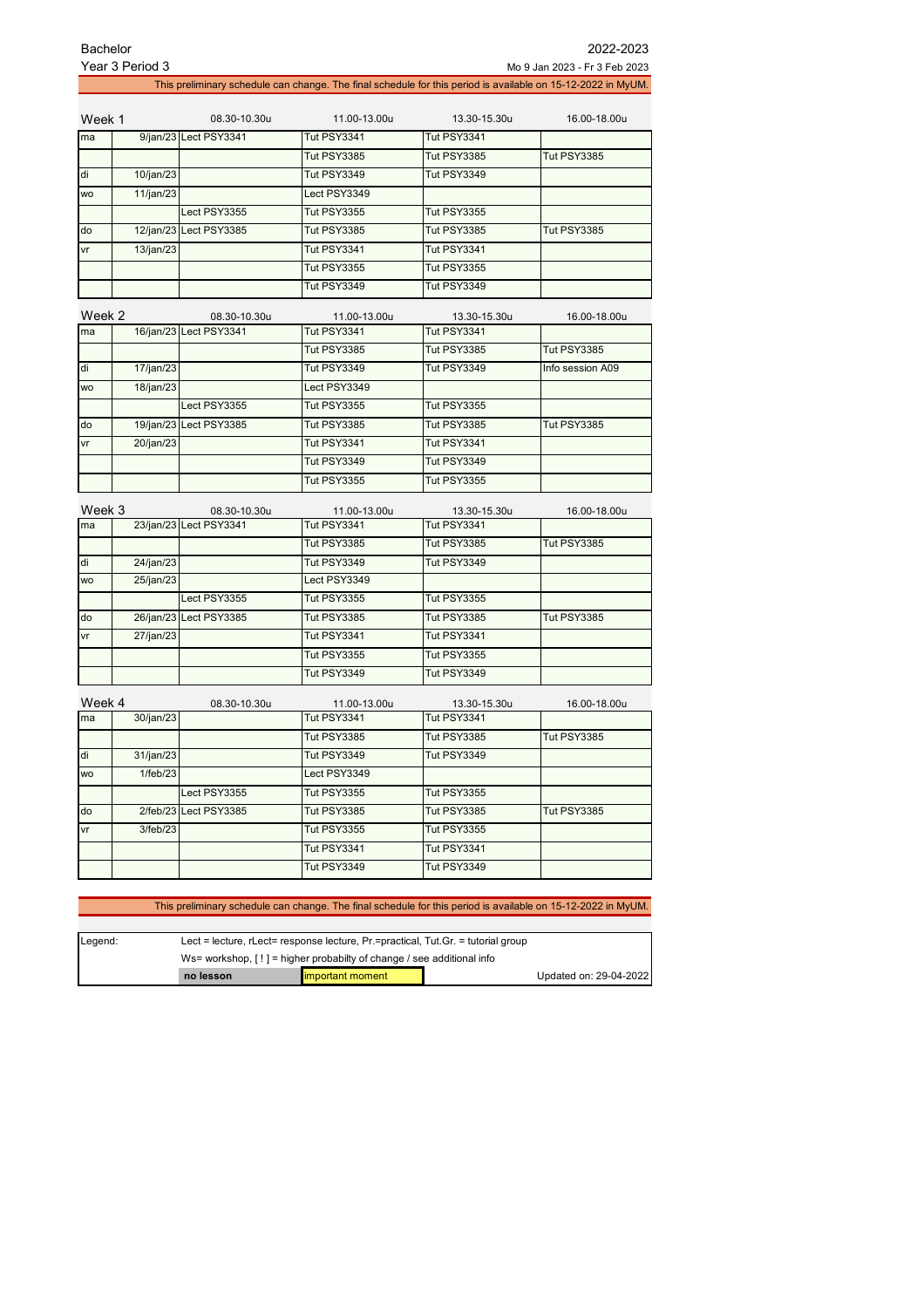Bachelor — 2022-2023

Year 3 Period 3 — Mo 9 Jan 2023 - Fr 3 Feb 2023

This preliminary schedule can change. The final schedule for this period is available on 15-12-2022 in MyUM.

| Week 1 | | 08.30-10.30u | 11.00-13.00u | 13.30-15.30u | 16.00-18.00u |
|---|---|---|---|---|---|
| ma | 9/jan/23 | Lect PSY3341 | Tut PSY3341 | Tut PSY3341 | |
| | | | Tut PSY3385 | Tut PSY3385 | Tut PSY3385 |
| di | 10/jan/23 | | Tut PSY3349 | Tut PSY3349 | |
| wo | 11/jan/23 | | Lect PSY3349 | | |
| | | Lect PSY3355 | Tut PSY3355 | Tut PSY3355 | |
| do | 12/jan/23 | Lect PSY3385 | Tut PSY3385 | Tut PSY3385 | Tut PSY3385 |
| vr | 13/jan/23 | | Tut PSY3341 | Tut PSY3341 | |
| | | | Tut PSY3355 | Tut PSY3355 | |
| | | | Tut PSY3349 | Tut PSY3349 | |

| Week 2 | | 08.30-10.30u | 11.00-13.00u | 13.30-15.30u | 16.00-18.00u |
|---|---|---|---|---|---|
| ma | 16/jan/23 | Lect PSY3341 | Tut PSY3341 | Tut PSY3341 | |
| | | | Tut PSY3385 | Tut PSY3385 | Tut PSY3385 |
| di | 17/jan/23 | | Tut PSY3349 | Tut PSY3349 | Info session A09 |
| wo | 18/jan/23 | | Lect PSY3349 | | |
| | | Lect PSY3355 | Tut PSY3355 | Tut PSY3355 | |
| do | 19/jan/23 | Lect PSY3385 | Tut PSY3385 | Tut PSY3385 | Tut PSY3385 |
| vr | 20/jan/23 | | Tut PSY3341 | Tut PSY3341 | |
| | | | Tut PSY3349 | Tut PSY3349 | |
| | | | Tut PSY3355 | Tut PSY3355 | |

| Week 3 | | 08.30-10.30u | 11.00-13.00u | 13.30-15.30u | 16.00-18.00u |
|---|---|---|---|---|---|
| ma | 23/jan/23 | Lect PSY3341 | Tut PSY3341 | Tut PSY3341 | |
| | | | Tut PSY3385 | Tut PSY3385 | Tut PSY3385 |
| di | 24/jan/23 | | Tut PSY3349 | Tut PSY3349 | |
| wo | 25/jan/23 | | Lect PSY3349 | | |
| | | Lect PSY3355 | Tut PSY3355 | Tut PSY3355 | |
| do | 26/jan/23 | Lect PSY3385 | Tut PSY3385 | Tut PSY3385 | Tut PSY3385 |
| vr | 27/jan/23 | | Tut PSY3341 | Tut PSY3341 | |
| | | | Tut PSY3355 | Tut PSY3355 | |
| | | | Tut PSY3349 | Tut PSY3349 | |

| Week 4 | | 08.30-10.30u | 11.00-13.00u | 13.30-15.30u | 16.00-18.00u |
|---|---|---|---|---|---|
| ma | 30/jan/23 | | Tut PSY3341 | Tut PSY3341 | |
| | | | Tut PSY3385 | Tut PSY3385 | Tut PSY3385 |
| di | 31/jan/23 | | Tut PSY3349 | Tut PSY3349 | |
| wo | 1/feb/23 | | Lect PSY3349 | | |
| | | Lect PSY3355 | Tut PSY3355 | Tut PSY3355 | |
| do | 2/feb/23 | Lect PSY3385 | Tut PSY3385 | Tut PSY3385 | Tut PSY3385 |
| vr | 3/feb/23 | | Tut PSY3355 | Tut PSY3355 | |
| | | | Tut PSY3341 | Tut PSY3341 | |
| | | | Tut PSY3349 | Tut PSY3349 | |

This preliminary schedule can change. The final schedule for this period is available on 15-12-2022 in MyUM.

Legend: Lect = lecture, rLect= response lecture, Pr.=practical, Tut.Gr. = tutorial group

Ws= workshop, [ ! ] = higher probabilty of change / see additional info

**no lesson** | important moment | Updated on: 29-04-2022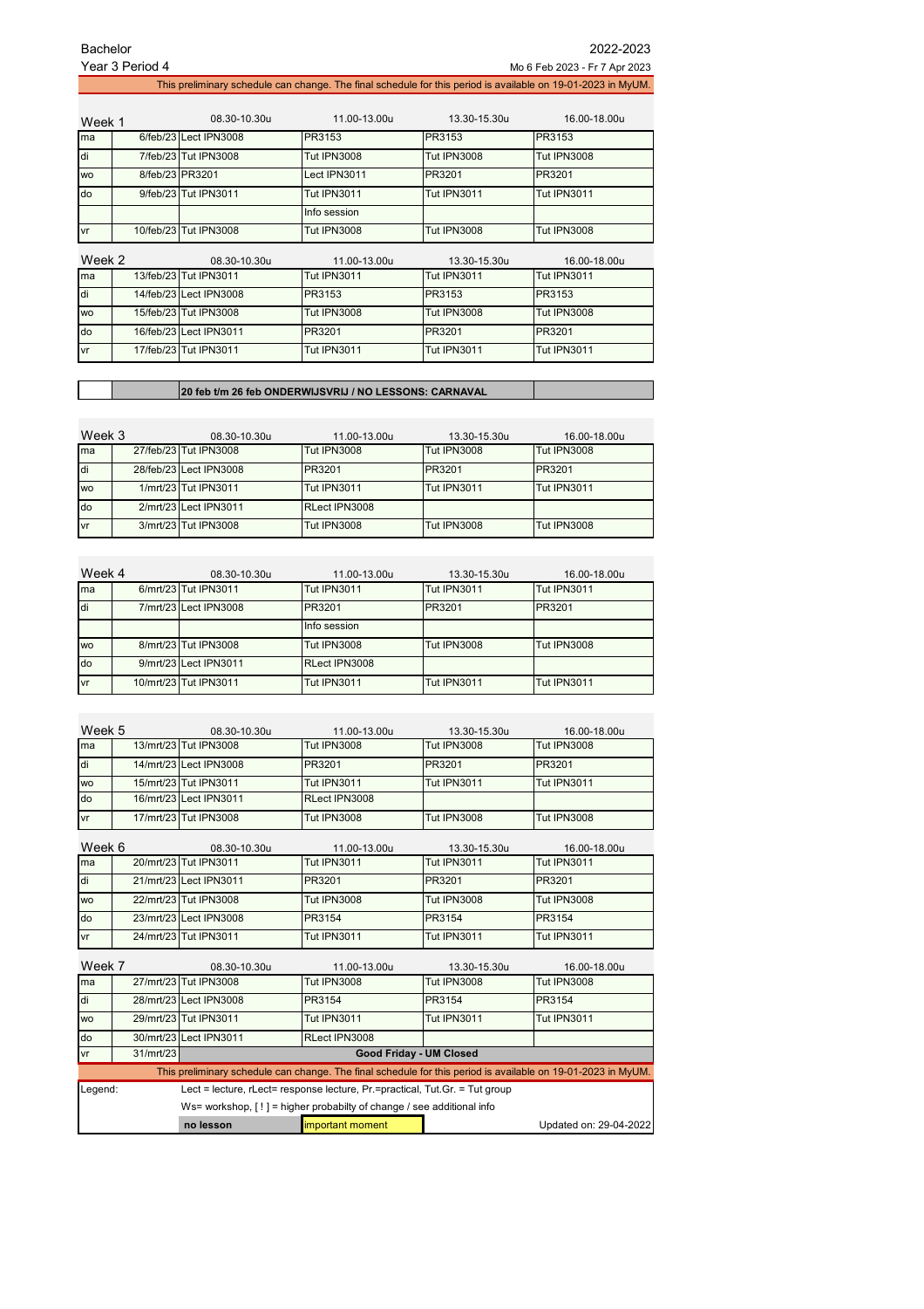Bachelor
Year 3 Period 4

2022-2023
Mo 6 Feb 2023 - Fr 7 Apr 2023

This preliminary schedule can change. The final schedule for this period is available on 19-01-2023 in MyUM.

| Week 1 | | 08.30-10.30u | 11.00-13.00u | 13.30-15.30u | 16.00-18.00u |
|---|---|---|---|---|---|
| ma | 6/feb/23 | Lect IPN3008 | PR3153 | PR3153 | PR3153 |
| di | 7/feb/23 | Tut IPN3008 | Tut IPN3008 | Tut IPN3008 | Tut IPN3008 |
| wo | 8/feb/23 | PR3201 | Lect IPN3011 | PR3201 | PR3201 |
| do | 9/feb/23 | Tut IPN3011 | Tut IPN3011 | Tut IPN3011 | Tut IPN3011 |
| | | | Info session | | |
| vr | 10/feb/23 | Tut IPN3008 | Tut IPN3008 | Tut IPN3008 | Tut IPN3008 |

| Week 2 | | 08.30-10.30u | 11.00-13.00u | 13.30-15.30u | 16.00-18.00u |
|---|---|---|---|---|---|
| ma | 13/feb/23 | Tut IPN3011 | Tut IPN3011 | Tut IPN3011 | Tut IPN3011 |
| di | 14/feb/23 | Lect IPN3008 | PR3153 | PR3153 | PR3153 |
| wo | 15/feb/23 | Tut IPN3008 | Tut IPN3008 | Tut IPN3008 | Tut IPN3008 |
| do | 16/feb/23 | Lect IPN3011 | PR3201 | PR3201 | PR3201 |
| vr | 17/feb/23 | Tut IPN3011 | Tut IPN3011 | Tut IPN3011 | Tut IPN3011 |

**20 feb t/m 26 feb ONDERWIJSVRIJ / NO LESSONS: CARNAVAL**

| Week 3 | | 08.30-10.30u | 11.00-13.00u | 13.30-15.30u | 16.00-18.00u |
|---|---|---|---|---|---|
| ma | 27/feb/23 | Tut IPN3008 | Tut IPN3008 | Tut IPN3008 | Tut IPN3008 |
| di | 28/feb/23 | Lect IPN3008 | PR3201 | PR3201 | PR3201 |
| wo | 1/mrt/23 | Tut IPN3011 | Tut IPN3011 | Tut IPN3011 | Tut IPN3011 |
| do | 2/mrt/23 | Lect IPN3011 | RLect IPN3008 | | |
| vr | 3/mrt/23 | Tut IPN3008 | Tut IPN3008 | Tut IPN3008 | Tut IPN3008 |

| Week 4 | | 08.30-10.30u | 11.00-13.00u | 13.30-15.30u | 16.00-18.00u |
|---|---|---|---|---|---|
| ma | 6/mrt/23 | Tut IPN3011 | Tut IPN3011 | Tut IPN3011 | Tut IPN3011 |
| di | 7/mrt/23 | Lect IPN3008 | PR3201 | PR3201 | PR3201 |
| | | | Info session | | |
| wo | 8/mrt/23 | Tut IPN3008 | Tut IPN3008 | Tut IPN3008 | Tut IPN3008 |
| do | 9/mrt/23 | Lect IPN3011 | RLect IPN3008 | | |
| vr | 10/mrt/23 | Tut IPN3011 | Tut IPN3011 | Tut IPN3011 | Tut IPN3011 |

| Week 5 | | 08.30-10.30u | 11.00-13.00u | 13.30-15.30u | 16.00-18.00u |
|---|---|---|---|---|---|
| ma | 13/mrt/23 | Tut IPN3008 | Tut IPN3008 | Tut IPN3008 | Tut IPN3008 |
| di | 14/mrt/23 | Lect IPN3008 | PR3201 | PR3201 | PR3201 |
| wo | 15/mrt/23 | Tut IPN3011 | Tut IPN3011 | Tut IPN3011 | Tut IPN3011 |
| do | 16/mrt/23 | Lect IPN3011 | RLect IPN3008 | | |
| vr | 17/mrt/23 | Tut IPN3008 | Tut IPN3008 | Tut IPN3008 | Tut IPN3008 |

| Week 6 | | 08.30-10.30u | 11.00-13.00u | 13.30-15.30u | 16.00-18.00u |
|---|---|---|---|---|---|
| ma | 20/mrt/23 | Tut IPN3011 | Tut IPN3011 | Tut IPN3011 | Tut IPN3011 |
| di | 21/mrt/23 | Lect IPN3011 | PR3201 | PR3201 | PR3201 |
| wo | 22/mrt/23 | Tut IPN3008 | Tut IPN3008 | Tut IPN3008 | Tut IPN3008 |
| do | 23/mrt/23 | Lect IPN3008 | PR3154 | PR3154 | PR3154 |
| vr | 24/mrt/23 | Tut IPN3011 | Tut IPN3011 | Tut IPN3011 | Tut IPN3011 |

| Week 7 | | 08.30-10.30u | 11.00-13.00u | 13.30-15.30u | 16.00-18.00u |
|---|---|---|---|---|---|
| ma | 27/mrt/23 | Tut IPN3008 | Tut IPN3008 | Tut IPN3008 | Tut IPN3008 |
| di | 28/mrt/23 | Lect IPN3008 | PR3154 | PR3154 | PR3154 |
| wo | 29/mrt/23 | Tut IPN3011 | Tut IPN3011 | Tut IPN3011 | Tut IPN3011 |
| do | 30/mrt/23 | Lect IPN3011 | RLect IPN3008 | | |
| vr | 31/mrt/23 | Good Friday - UM Closed | | | |

This preliminary schedule can change. The final schedule for this period is available on 19-01-2023 in MyUM.

Legend: Lect = lecture, rLect= response lecture, Pr.=practical, Tut.Gr. = Tut group
Ws= workshop, [ ! ] = higher probabilty of change / see additional info
no lesson | important moment

Updated on: 29-04-2022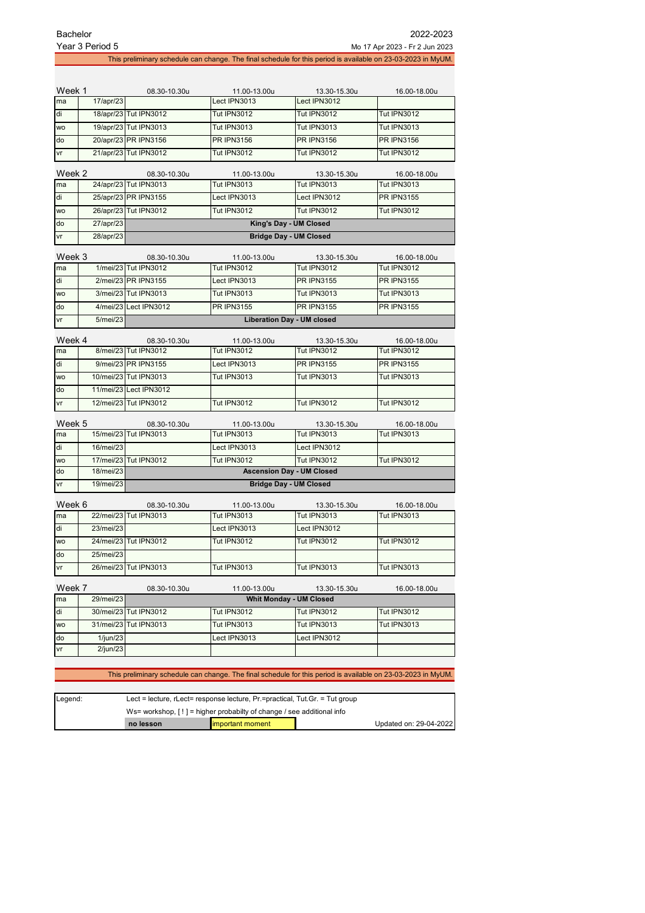Bachelor

Year 3 Period 5

2022-2023

Mo 17 Apr 2023 - Fr 2 Jun 2023

This preliminary schedule can change. The final schedule for this period is available on 23-03-2023 in MyUM.

| Week 1 | | 08.30-10.30u | 11.00-13.00u | 13.30-15.30u | 16.00-18.00u |
|---|---|---|---|---|---|
| ma | 17/apr/23 | | Lect IPN3013 | Lect IPN3012 | |
| di | 18/apr/23 | Tut IPN3012 | Tut IPN3012 | Tut IPN3012 | Tut IPN3012 |
| wo | 19/apr/23 | Tut IPN3013 | Tut IPN3013 | Tut IPN3013 | Tut IPN3013 |
| do | 20/apr/23 | PR IPN3156 | PR IPN3156 | PR IPN3156 | PR IPN3156 |
| vr | 21/apr/23 | Tut IPN3012 | Tut IPN3012 | Tut IPN3012 | Tut IPN3012 |

| Week 2 | | 08.30-10.30u | 11.00-13.00u | 13.30-15.30u | 16.00-18.00u |
|---|---|---|---|---|---|
| ma | 24/apr/23 | Tut IPN3013 | Tut IPN3013 | Tut IPN3013 | Tut IPN3013 |
| di | 25/apr/23 | PR IPN3155 | Lect IPN3013 | Lect IPN3012 | PR IPN3155 |
| wo | 26/apr/23 | Tut IPN3012 | Tut IPN3012 | Tut IPN3012 | Tut IPN3012 |
| do | 27/apr/23 | King's Day - UM Closed | | | |
| vr | 28/apr/23 | Bridge Day - UM Closed | | | |

| Week 3 | | 08.30-10.30u | 11.00-13.00u | 13.30-15.30u | 16.00-18.00u |
|---|---|---|---|---|---|
| ma | 1/mei/23 | Tut IPN3012 | Tut IPN3012 | Tut IPN3012 | Tut IPN3012 |
| di | 2/mei/23 | PR IPN3155 | Lect IPN3013 | PR IPN3155 | PR IPN3155 |
| wo | 3/mei/23 | Tut IPN3013 | Tut IPN3013 | Tut IPN3013 | Tut IPN3013 |
| do | 4/mei/23 | Lect IPN3012 | PR IPN3155 | PR IPN3155 | PR IPN3155 |
| vr | 5/mei/23 | Liberation Day - UM closed | | | |

| Week 4 | | 08.30-10.30u | 11.00-13.00u | 13.30-15.30u | 16.00-18.00u |
|---|---|---|---|---|---|
| ma | 8/mei/23 | Tut IPN3012 | Tut IPN3012 | Tut IPN3012 | Tut IPN3012 |
| di | 9/mei/23 | PR IPN3155 | Lect IPN3013 | PR IPN3155 | PR IPN3155 |
| wo | 10/mei/23 | Tut IPN3013 | Tut IPN3013 | Tut IPN3013 | Tut IPN3013 |
| do | 11/mei/23 | Lect IPN3012 | | | |
| vr | 12/mei/23 | Tut IPN3012 | Tut IPN3012 | Tut IPN3012 | Tut IPN3012 |

| Week 5 | | 08.30-10.30u | 11.00-13.00u | 13.30-15.30u | 16.00-18.00u |
|---|---|---|---|---|---|
| ma | 15/mei/23 | Tut IPN3013 | Tut IPN3013 | Tut IPN3013 | Tut IPN3013 |
| di | 16/mei/23 | | Lect IPN3013 | Lect IPN3012 | |
| wo | 17/mei/23 | Tut IPN3012 | Tut IPN3012 | Tut IPN3012 | Tut IPN3012 |
| do | 18/mei/23 | Ascension Day - UM Closed | | | |
| vr | 19/mei/23 | Bridge Day - UM Closed | | | |

| Week 6 | | 08.30-10.30u | 11.00-13.00u | 13.30-15.30u | 16.00-18.00u |
|---|---|---|---|---|---|
| ma | 22/mei/23 | Tut IPN3013 | Tut IPN3013 | Tut IPN3013 | Tut IPN3013 |
| di | 23/mei/23 | | Lect IPN3013 | Lect IPN3012 | |
| wo | 24/mei/23 | Tut IPN3012 | Tut IPN3012 | Tut IPN3012 | Tut IPN3012 |
| do | 25/mei/23 | | | | |
| vr | 26/mei/23 | Tut IPN3013 | Tut IPN3013 | Tut IPN3013 | Tut IPN3013 |

| Week 7 | | 08.30-10.30u | 11.00-13.00u | 13.30-15.30u | 16.00-18.00u |
|---|---|---|---|---|---|
| ma | 29/mei/23 | Whit Monday - UM Closed | | | |
| di | 30/mei/23 | Tut IPN3012 | Tut IPN3012 | Tut IPN3012 | Tut IPN3012 |
| wo | 31/mei/23 | Tut IPN3013 | Tut IPN3013 | Tut IPN3013 | Tut IPN3013 |
| do | 1/jun/23 | | Lect IPN3013 | Lect IPN3012 | |
| vr | 2/jun/23 | | | | |

This preliminary schedule can change. The final schedule for this period is available on 23-03-2023 in MyUM.

| Legend: | Lect = lecture, rLect= response lecture, Pr.=practical, Tut.Gr. = Tut group | | |
|---|---|---|---|
| | Ws= workshop, [ ! ] = higher probabilty of change / see additional info | | |
| | **no lesson** | important moment | Updated on: 29-04-2022 |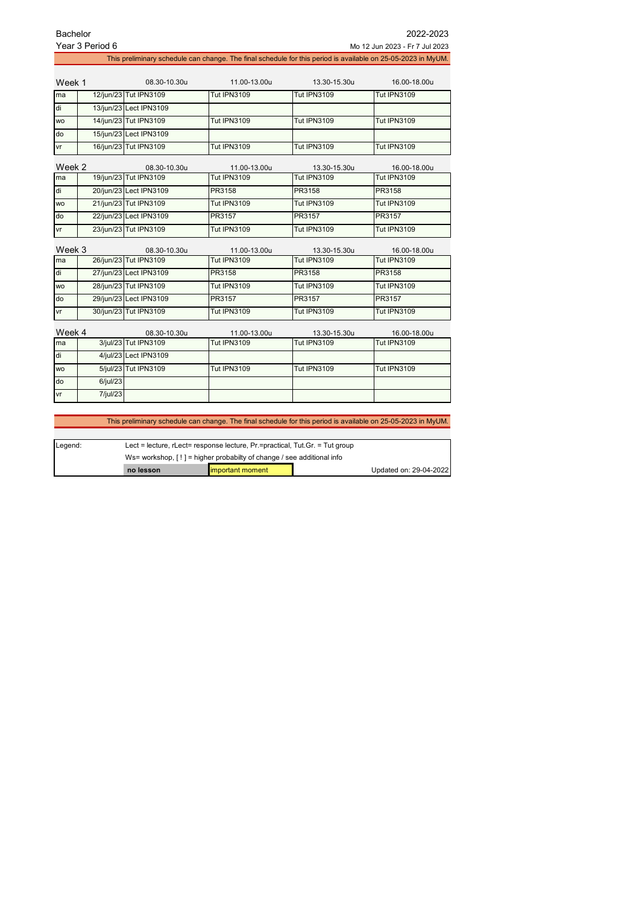Bachelor 2022-2023

Year 3 Period 6 Mo 12 Jun 2023 - Fr 7 Jul 2023

This preliminary schedule can change. The final schedule for this period is available on 25-05-2023 in MyUM.

| Week 1 | | 08.30-10.30u | 11.00-13.00u | 13.30-15.30u | 16.00-18.00u |
|---|---|---|---|---|---|
| ma | 12/jun/23 | Tut IPN3109 | Tut IPN3109 | Tut IPN3109 | Tut IPN3109 |
| di | 13/jun/23 | Lect IPN3109 | | | |
| wo | 14/jun/23 | Tut IPN3109 | Tut IPN3109 | Tut IPN3109 | Tut IPN3109 |
| do | 15/jun/23 | Lect IPN3109 | | | |
| vr | 16/jun/23 | Tut IPN3109 | Tut IPN3109 | Tut IPN3109 | Tut IPN3109 |

| Week 2 | | 08.30-10.30u | 11.00-13.00u | 13.30-15.30u | 16.00-18.00u |
|---|---|---|---|---|---|
| ma | 19/jun/23 | Tut IPN3109 | Tut IPN3109 | Tut IPN3109 | Tut IPN3109 |
| di | 20/jun/23 | Lect IPN3109 | PR3158 | PR3158 | PR3158 |
| wo | 21/jun/23 | Tut IPN3109 | Tut IPN3109 | Tut IPN3109 | Tut IPN3109 |
| do | 22/jun/23 | Lect IPN3109 | PR3157 | PR3157 | PR3157 |
| vr | 23/jun/23 | Tut IPN3109 | Tut IPN3109 | Tut IPN3109 | Tut IPN3109 |

| Week 3 | | 08.30-10.30u | 11.00-13.00u | 13.30-15.30u | 16.00-18.00u |
|---|---|---|---|---|---|
| ma | 26/jun/23 | Tut IPN3109 | Tut IPN3109 | Tut IPN3109 | Tut IPN3109 |
| di | 27/jun/23 | Lect IPN3109 | PR3158 | PR3158 | PR3158 |
| wo | 28/jun/23 | Tut IPN3109 | Tut IPN3109 | Tut IPN3109 | Tut IPN3109 |
| do | 29/jun/23 | Lect IPN3109 | PR3157 | PR3157 | PR3157 |
| vr | 30/jun/23 | Tut IPN3109 | Tut IPN3109 | Tut IPN3109 | Tut IPN3109 |

| Week 4 | | 08.30-10.30u | 11.00-13.00u | 13.30-15.30u | 16.00-18.00u |
|---|---|---|---|---|---|
| ma | 3/jul/23 | Tut IPN3109 | Tut IPN3109 | Tut IPN3109 | Tut IPN3109 |
| di | 4/jul/23 | Lect IPN3109 | | | |
| wo | 5/jul/23 | Tut IPN3109 | Tut IPN3109 | Tut IPN3109 | Tut IPN3109 |
| do | 6/jul/23 | | | | |
| vr | 7/jul/23 | | | | |

This preliminary schedule can change. The final schedule for this period is available on 25-05-2023 in MyUM.

Legend: Lect = lecture, rLect= response lecture, Pr.=practical, Tut.Gr. = Tut group

Ws= workshop, [ ! ] = higher probabilty of change / see additional info

**no lesson** | important moment

Updated on: 29-04-2022